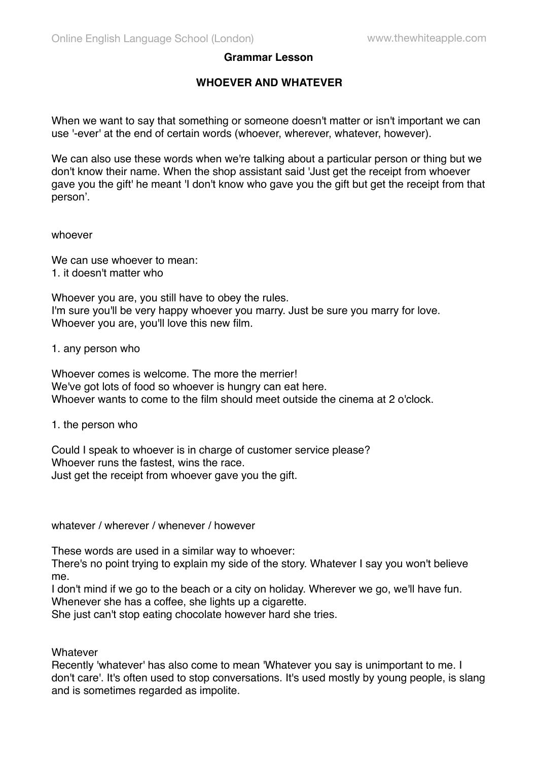## Grammar Lesson

# WHOEVER AND WHATEVER

When we want to say that something or someone doesn't matter or isn't important we can use '-ever' at the end of certain words (whoever, wherever, whatever, however).

We can also use these words when we're talking about a particular person or thing but we don't know their name. When the shop assistant said 'Just get the receipt from whoever gave you the gift' he meant 'I don't know who gave you the gift but get the receipt from that person'.

### whoever

We can use whoever to mean:

1. it doesn't matter who

Whoever you are, you still have to obey the rules.
I'm sure you'll be very happy whoever you marry. Just be sure you marry for love.
Whoever you are, you'll love this new film.

1. any person who

Whoever comes is welcome. The more the merrier!
We've got lots of food so whoever is hungry can eat here.
Whoever wants to come to the film should meet outside the cinema at 2 o'clock.

1. the person who

Could I speak to whoever is in charge of customer service please?
Whoever runs the fastest, wins the race.
Just get the receipt from whoever gave you the gift.

### whatever / wherever / whenever / however

These words are used in a similar way to whoever:
There's no point trying to explain my side of the story. Whatever I say you won't believe me.
I don't mind if we go to the beach or a city on holiday. Wherever we go, we'll have fun.
Whenever she has a coffee, she lights up a cigarette.
She just can't stop eating chocolate however hard she tries.

### Whatever

Recently 'whatever' has also come to mean 'Whatever you say is unimportant to me. I don't care'. It's often used to stop conversations. It's used mostly by young people, is slang and is sometimes regarded as impolite.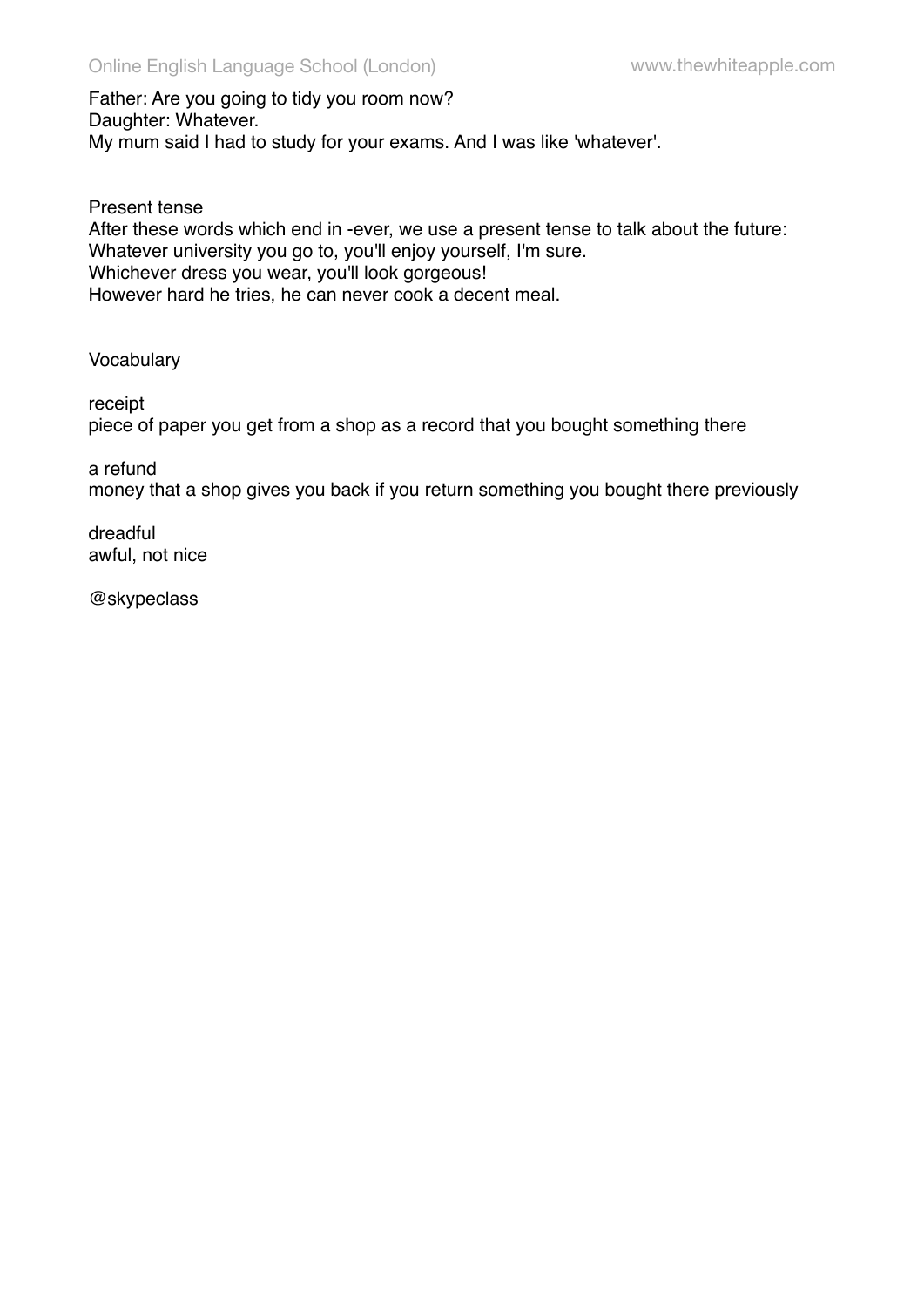Father: Are you going to tidy you room now?
Daughter: Whatever.
My mum said I had to study for your exams. And I was like 'whatever'.

## Present tense

After these words which end in -ever, we use a present tense to talk about the future:
Whatever university you go to, you'll enjoy yourself, I'm sure.
Whichever dress you wear, you'll look gorgeous!
However hard he tries, he can never cook a decent meal.

## Vocabulary

**receipt**
piece of paper you get from a shop as a record that you bought something there

**a refund**
money that a shop gives you back if you return something you bought there previously

**dreadful**
awful, not nice

@skypeclass